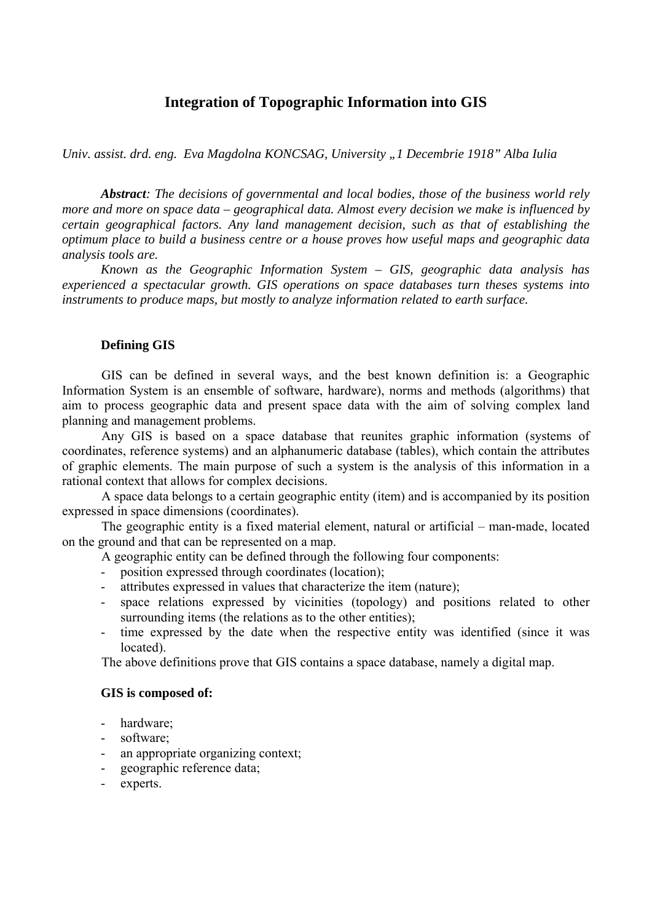# Integration of Topographic Information into GIS

*Univ. assist. drd. eng. Eva Magdolna KONCSAG, University „1 Decembrie 1918" Alba Iulia*

***Abstract**: The decisions of governmental and local bodies, those of the business world rely more and more on space data – geographical data. Almost every decision we make is influenced by certain geographical factors. Any land management decision, such as that of establishing the optimum place to build a business centre or a house proves how useful maps and geographic data analysis tools are.*

*Known as the Geographic Information System – GIS, geographic data analysis has experienced a spectacular growth. GIS operations on space databases turn theses systems into instruments to produce maps, but mostly to analyze information related to earth surface.*

## Defining GIS

GIS can be defined in several ways, and the best known definition is: a Geographic Information System is an ensemble of software, hardware), norms and methods (algorithms) that aim to process geographic data and present space data with the aim of solving complex land planning and management problems.

Any GIS is based on a space database that reunites graphic information (systems of coordinates, reference systems) and an alphanumeric database (tables), which contain the attributes of graphic elements. The main purpose of such a system is the analysis of this information in a rational context that allows for complex decisions.

A space data belongs to a certain geographic entity (item) and is accompanied by its position expressed in space dimensions (coordinates).

The geographic entity is a fixed material element, natural or artificial – man-made, located on the ground and that can be represented on a map.

A geographic entity can be defined through the following four components:

- position expressed through coordinates (location);
- attributes expressed in values that characterize the item (nature);
- space relations expressed by vicinities (topology) and positions related to other surrounding items (the relations as to the other entities);
- time expressed by the date when the respective entity was identified (since it was located).

The above definitions prove that GIS contains a space database, namely a digital map.

## GIS is composed of:

- hardware;
- software;
- an appropriate organizing context;
- geographic reference data;
- experts.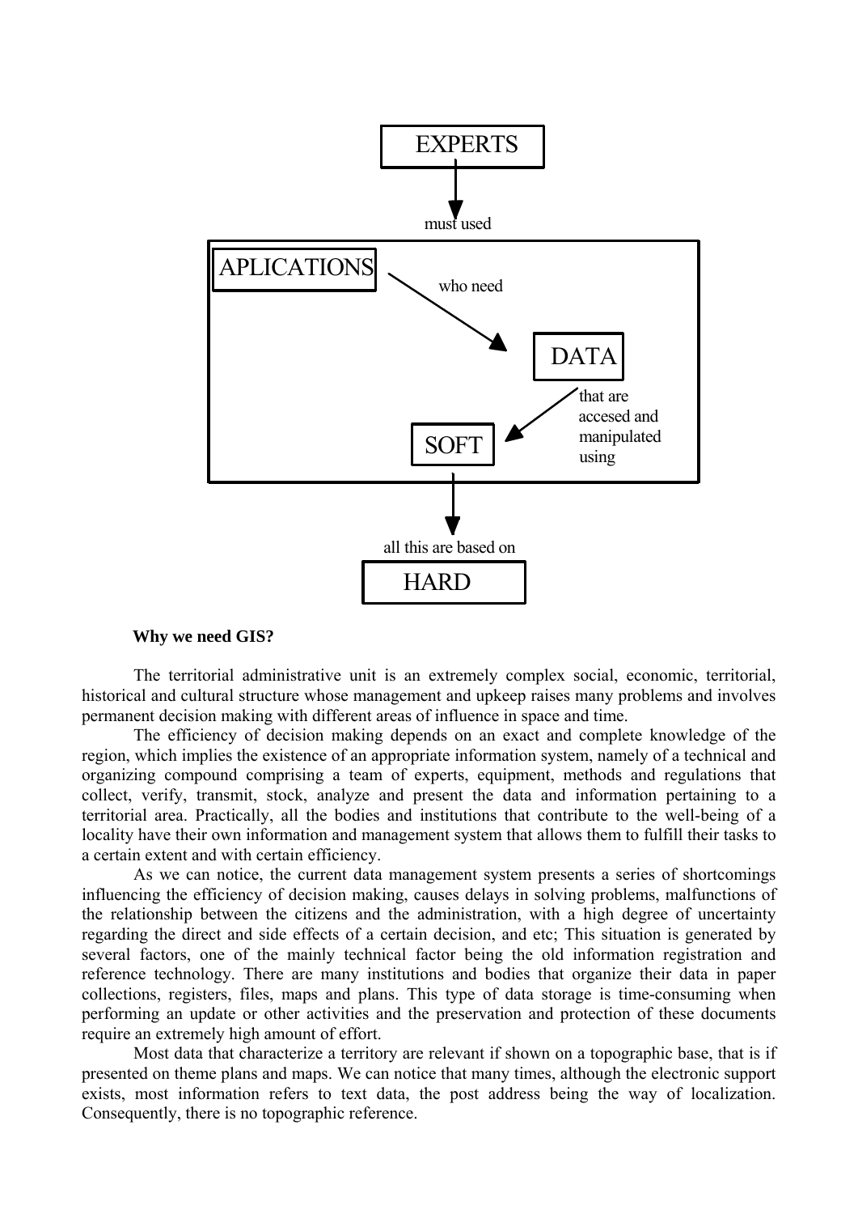EXPERTS

must used

APLICATIONS

who need

DATA

that are accesed and manipulated using

SOFT

all this are based on

HARD

**Why we need GIS?**

The territorial administrative unit is an extremely complex social, economic, territorial, historical and cultural structure whose management and upkeep raises many problems and involves permanent decision making with different areas of influence in space and time.

The efficiency of decision making depends on an exact and complete knowledge of the region, which implies the existence of an appropriate information system, namely of a technical and organizing compound comprising a team of experts, equipment, methods and regulations that collect, verify, transmit, stock, analyze and present the data and information pertaining to a territorial area. Practically, all the bodies and institutions that contribute to the well-being of a locality have their own information and management system that allows them to fulfill their tasks to a certain extent and with certain efficiency.

As we can notice, the current data management system presents a series of shortcomings influencing the efficiency of decision making, causes delays in solving problems, malfunctions of the relationship between the citizens and the administration, with a high degree of uncertainty regarding the direct and side effects of a certain decision, and etc; This situation is generated by several factors, one of the mainly technical factor being the old information registration and reference technology. There are many institutions and bodies that organize their data in paper collections, registers, files, maps and plans. This type of data storage is time-consuming when performing an update or other activities and the preservation and protection of these documents require an extremely high amount of effort.

Most data that characterize a territory are relevant if shown on a topographic base, that is if presented on theme plans and maps. We can notice that many times, although the electronic support exists, most information refers to text data, the post address being the way of localization. Consequently, there is no topographic reference.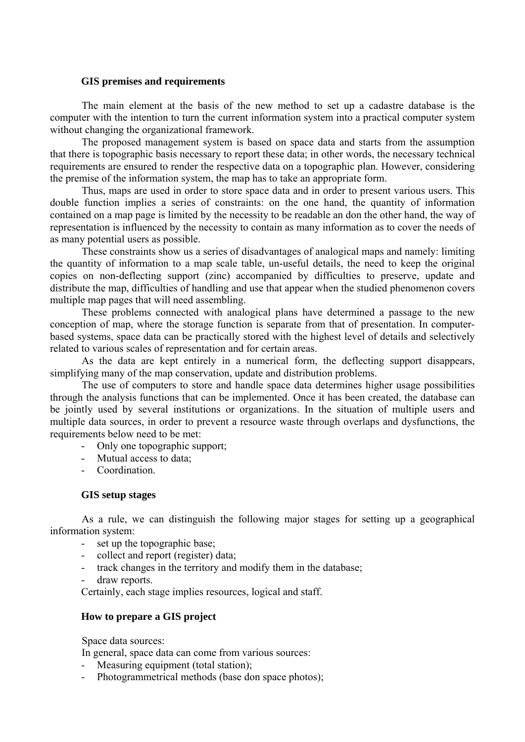### GIS premises and requirements

The main element at the basis of the new method to set up a cadastre database is the computer with the intention to turn the current information system into a practical computer system without changing the organizational framework.

The proposed management system is based on space data and starts from the assumption that there is topographic basis necessary to report these data; in other words, the necessary technical requirements are ensured to render the respective data on a topographic plan. However, considering the premise of the information system, the map has to take an appropriate form.

Thus, maps are used in order to store space data and in order to present various users. This double function implies a series of constraints: on the one hand, the quantity of information contained on a map page is limited by the necessity to be readable an don the other hand, the way of representation is influenced by the necessity to contain as many information as to cover the needs of as many potential users as possible.

These constraints show us a series of disadvantages of analogical maps and namely: limiting the quantity of information to a map scale table, un-useful details, the need to keep the original copies on non-deflecting support (zinc) accompanied by difficulties to preserve, update and distribute the map, difficulties of handling and use that appear when the studied phenomenon covers multiple map pages that will need assembling.

These problems connected with analogical plans have determined a passage to the new conception of map, where the storage function is separate from that of presentation. In computer-based systems, space data can be practically stored with the highest level of details and selectively related to various scales of representation and for certain areas.

As the data are kept entirely in a numerical form, the deflecting support disappears, simplifying many of the map conservation, update and distribution problems.

The use of computers to store and handle space data determines higher usage possibilities through the analysis functions that can be implemented. Once it has been created, the database can be jointly used by several institutions or organizations. In the situation of multiple users and multiple data sources, in order to prevent a resource waste through overlaps and dysfunctions, the requirements below need to be met:

- Only one topographic support;
- Mutual access to data;
- Coordination.

### GIS setup stages

As a rule, we can distinguish the following major stages for setting up a geographical information system:

- set up the topographic base;
- collect and report (register) data;
- track changes in the territory and modify them in the database;
- draw reports.

Certainly, each stage implies resources, logical and staff.

### How to prepare a GIS project

Space data sources:

In general, space data can come from various sources:

- Measuring equipment (total station);
- Photogrammetrical methods (base don space photos);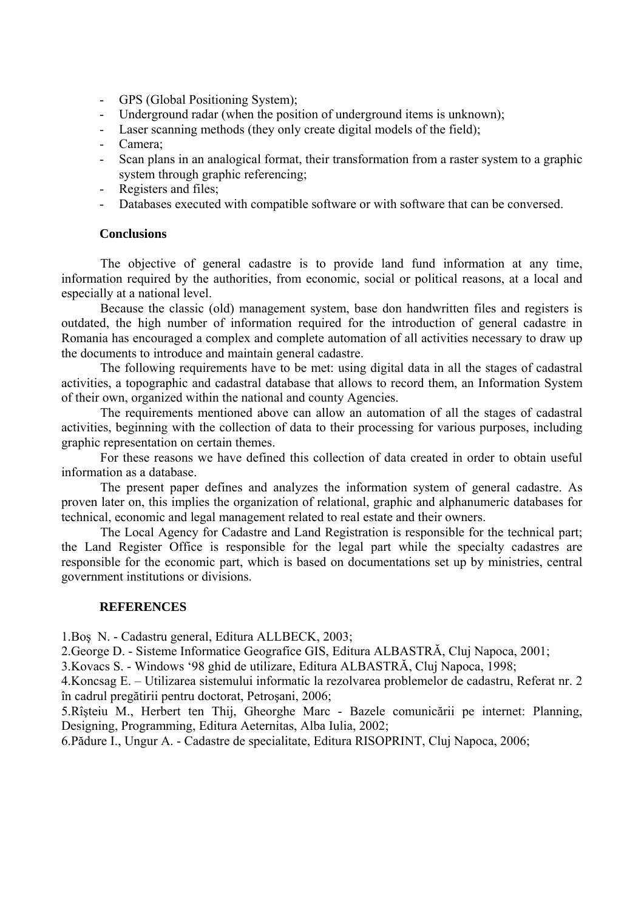- GPS (Global Positioning System);
- Underground radar (when the position of underground items is unknown);
- Laser scanning methods (they only create digital models of the field);
- Camera;
- Scan plans in an analogical format, their transformation from a raster system to a graphic system through graphic referencing;
- Registers and files;
- Databases executed with compatible software or with software that can be conversed.

## Conclusions

The objective of general cadastre is to provide land fund information at any time, information required by the authorities, from economic, social or political reasons, at a local and especially at a national level.

Because the classic (old) management system, base don handwritten files and registers is outdated, the high number of information required for the introduction of general cadastre in Romania has encouraged a complex and complete automation of all activities necessary to draw up the documents to introduce and maintain general cadastre.

The following requirements have to be met: using digital data in all the stages of cadastral activities, a topographic and cadastral database that allows to record them, an Information System of their own, organized within the national and county Agencies.

The requirements mentioned above can allow an automation of all the stages of cadastral activities, beginning with the collection of data to their processing for various purposes, including graphic representation on certain themes.

For these reasons we have defined this collection of data created in order to obtain useful information as a database.

The present paper defines and analyzes the information system of general cadastre. As proven later on, this implies the organization of relational, graphic and alphanumeric databases for technical, economic and legal management related to real estate and their owners.

The Local Agency for Cadastre and Land Registration is responsible for the technical part; the Land Register Office is responsible for the legal part while the specialty cadastres are responsible for the economic part, which is based on documentations set up by ministries, central government institutions or divisions.

## REFERENCES

1.Boş N. - Cadastru general, Editura ALLBECK, 2003;

2.George D. - Sisteme Informatice Geografice GIS, Editura ALBASTRĂ, Cluj Napoca, 2001;

3.Kovacs S. - Windows '98 ghid de utilizare, Editura ALBASTRĂ, Cluj Napoca, 1998;

4.Koncsag E. – Utilizarea sistemului informatic la rezolvarea problemelor de cadastru, Referat nr. 2 în cadrul pregătirii pentru doctorat, Petroşani, 2006;

5.Rîşteiu M., Herbert ten Thij, Gheorghe Marc - Bazele comunicării pe internet: Planning, Designing, Programming, Editura Aeternitas, Alba Iulia, 2002;

6.Pădure I., Ungur A. - Cadastre de specialitate, Editura RISOPRINT, Cluj Napoca, 2006;